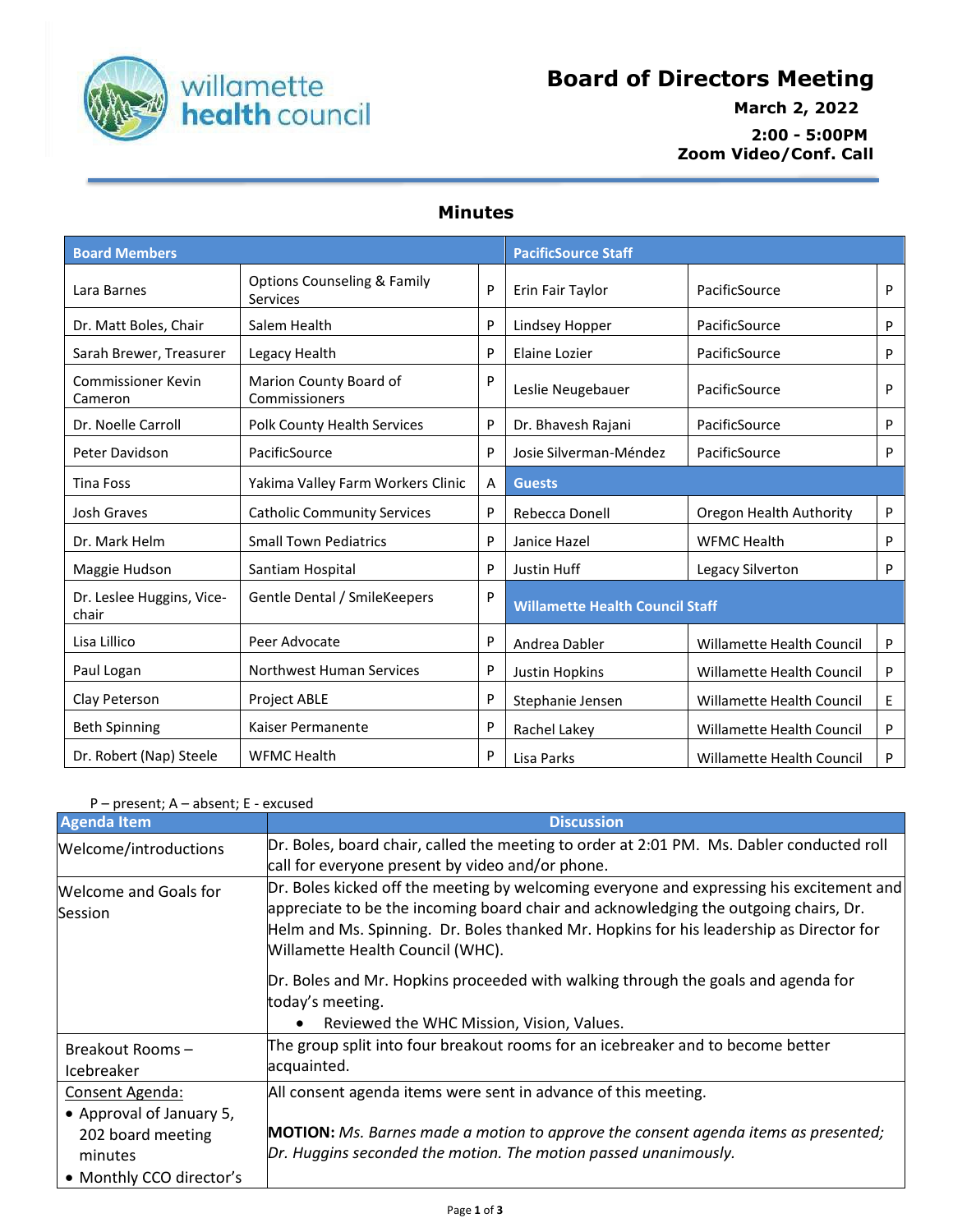# Board of Directors Meeting

**March 2, 2022**

**2:00 - 5:00PM**

**Zoom Video/Conf. Call**

## Minutes

| Board Members | | | PacificSource Staff | | |
|---|---|---|---|---|---|
| Lara Barnes | Options Counseling & Family Services | P | Erin Fair Taylor | PacificSource | P |
| Dr. Matt Boles, Chair | Salem Health | P | Lindsey Hopper | PacificSource | P |
| Sarah Brewer, Treasurer | Legacy Health | P | Elaine Lozier | PacificSource | P |
| Commissioner Kevin Cameron | Marion County Board of Commissioners | P | Leslie Neugebauer | PacificSource | P |
| Dr. Noelle Carroll | Polk County Health Services | P | Dr. Bhavesh Rajani | PacificSource | P |
| Peter Davidson | PacificSource | P | Josie Silverman-Méndez | PacificSource | P |
| Tina Foss | Yakima Valley Farm Workers Clinic | A | **Guests** | | |
| Josh Graves | Catholic Community Services | P | Rebecca Donell | Oregon Health Authority | P |
| Dr. Mark Helm | Small Town Pediatrics | P | Janice Hazel | WFMC Health | P |
| Maggie Hudson | Santiam Hospital | P | Justin Huff | Legacy Silverton | P |
| Dr. Leslee Huggins, Vice-chair | Gentle Dental / SmileKeepers | P | **Willamette Health Council Staff** | | |
| Lisa Lillico | Peer Advocate | P | Andrea Dabler | Willamette Health Council | P |
| Paul Logan | Northwest Human Services | P | Justin Hopkins | Willamette Health Council | P |
| Clay Peterson | Project ABLE | P | Stephanie Jensen | Willamette Health Council | E |
| Beth Spinning | Kaiser Permanente | P | Rachel Lakey | Willamette Health Council | P |
| Dr. Robert (Nap) Steele | WFMC Health | P | Lisa Parks | Willamette Health Council | P |

P – present; A – absent; E - excused

| Agenda Item | Discussion |
|---|---|
| Welcome/introductions | Dr. Boles, board chair, called the meeting to order at 2:01 PM. Ms. Dabler conducted roll call for everyone present by video and/or phone. |
| Welcome and Goals for Session | Dr. Boles kicked off the meeting by welcoming everyone and expressing his excitement and appreciate to be the incoming board chair and acknowledging the outgoing chairs, Dr. Helm and Ms. Spinning. Dr. Boles thanked Mr. Hopkins for his leadership as Director for Willamette Health Council (WHC).<br><br>Dr. Boles and Mr. Hopkins proceeded with walking through the goals and agenda for today's meeting.<br>• Reviewed the WHC Mission, Vision, Values. |
| Breakout Rooms – Icebreaker | The group split into four breakout rooms for an icebreaker and to become better acquainted. |
| Consent Agenda:<br>• Approval of January 5, 202 board meeting minutes<br>• Monthly CCO director's | All consent agenda items were sent in advance of this meeting.<br><br>**MOTION:** *Ms. Barnes made a motion to approve the consent agenda items as presented; Dr. Huggins seconded the motion. The motion passed unanimously.* |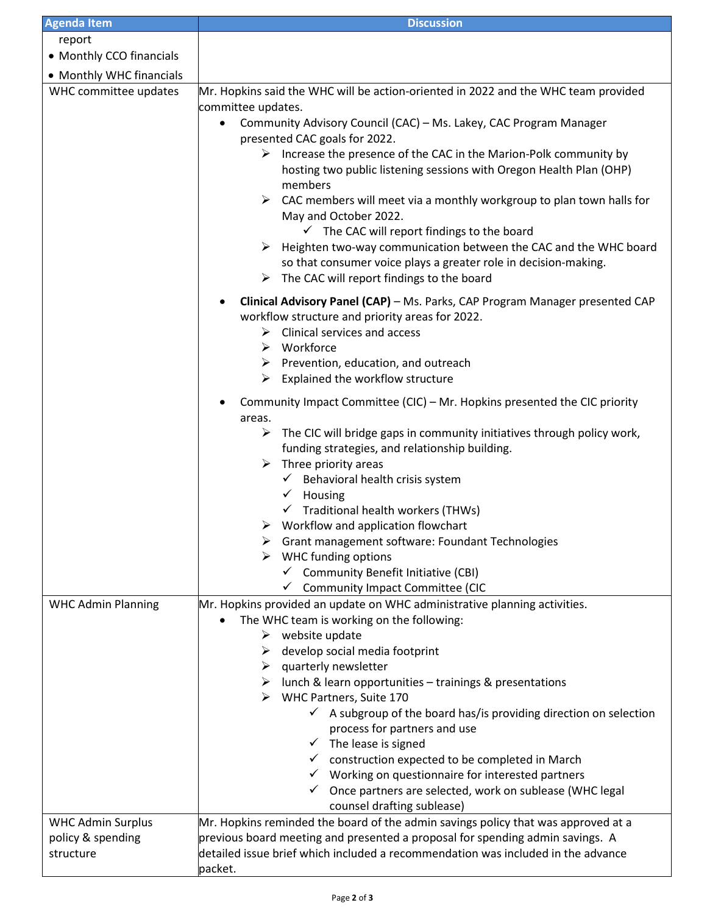| Agenda Item | Discussion |
|---|---|
| report<br>• Monthly CCO financials<br>• Monthly WHC financials | |
| WHC committee updates | Mr. Hopkins said the WHC will be action-oriented in 2022 and the WHC team provided committee updates.<br>• Community Advisory Council (CAC) – Ms. Lakey, CAC Program Manager presented CAC goals for 2022.<br>&nbsp;&nbsp;➢ Increase the presence of the CAC in the Marion-Polk community by hosting two public listening sessions with Oregon Health Plan (OHP) members<br>&nbsp;&nbsp;➢ CAC members will meet via a monthly workgroup to plan town halls for May and October 2022.<br>&nbsp;&nbsp;&nbsp;&nbsp;✓ The CAC will report findings to the board<br>&nbsp;&nbsp;➢ Heighten two-way communication between the CAC and the WHC board so that consumer voice plays a greater role in decision-making.<br>&nbsp;&nbsp;➢ The CAC will report findings to the board<br>• **Clinical Advisory Panel (CAP)** – Ms. Parks, CAP Program Manager presented CAP workflow structure and priority areas for 2022.<br>&nbsp;&nbsp;➢ Clinical services and access<br>&nbsp;&nbsp;➢ Workforce<br>&nbsp;&nbsp;➢ Prevention, education, and outreach<br>&nbsp;&nbsp;➢ Explained the workflow structure<br>• Community Impact Committee (CIC) – Mr. Hopkins presented the CIC priority areas.<br>&nbsp;&nbsp;➢ The CIC will bridge gaps in community initiatives through policy work, funding strategies, and relationship building.<br>&nbsp;&nbsp;➢ Three priority areas<br>&nbsp;&nbsp;&nbsp;&nbsp;✓ Behavioral health crisis system<br>&nbsp;&nbsp;&nbsp;&nbsp;✓ Housing<br>&nbsp;&nbsp;&nbsp;&nbsp;✓ Traditional health workers (THWs)<br>&nbsp;&nbsp;➢ Workflow and application flowchart<br>&nbsp;&nbsp;➢ Grant management software: Foundant Technologies<br>&nbsp;&nbsp;➢ WHC funding options<br>&nbsp;&nbsp;&nbsp;&nbsp;✓ Community Benefit Initiative (CBI)<br>&nbsp;&nbsp;&nbsp;&nbsp;✓ Community Impact Committee (CIC |
| WHC Admin Planning | Mr. Hopkins provided an update on WHC administrative planning activities.<br>• The WHC team is working on the following:<br>&nbsp;&nbsp;➢ website update<br>&nbsp;&nbsp;➢ develop social media footprint<br>&nbsp;&nbsp;➢ quarterly newsletter<br>&nbsp;&nbsp;➢ lunch & learn opportunities – trainings & presentations<br>&nbsp;&nbsp;➢ WHC Partners, Suite 170<br>&nbsp;&nbsp;&nbsp;&nbsp;✓ A subgroup of the board has/is providing direction on selection process for partners and use<br>&nbsp;&nbsp;&nbsp;&nbsp;✓ The lease is signed<br>&nbsp;&nbsp;&nbsp;&nbsp;✓ construction expected to be completed in March<br>&nbsp;&nbsp;&nbsp;&nbsp;✓ Working on questionnaire for interested partners<br>&nbsp;&nbsp;&nbsp;&nbsp;✓ Once partners are selected, work on sublease (WHC legal counsel drafting sublease) |
| WHC Admin Surplus policy & spending structure | Mr. Hopkins reminded the board of the admin savings policy that was approved at a previous board meeting and presented a proposal for spending admin savings. A detailed issue brief which included a recommendation was included in the advance packet. |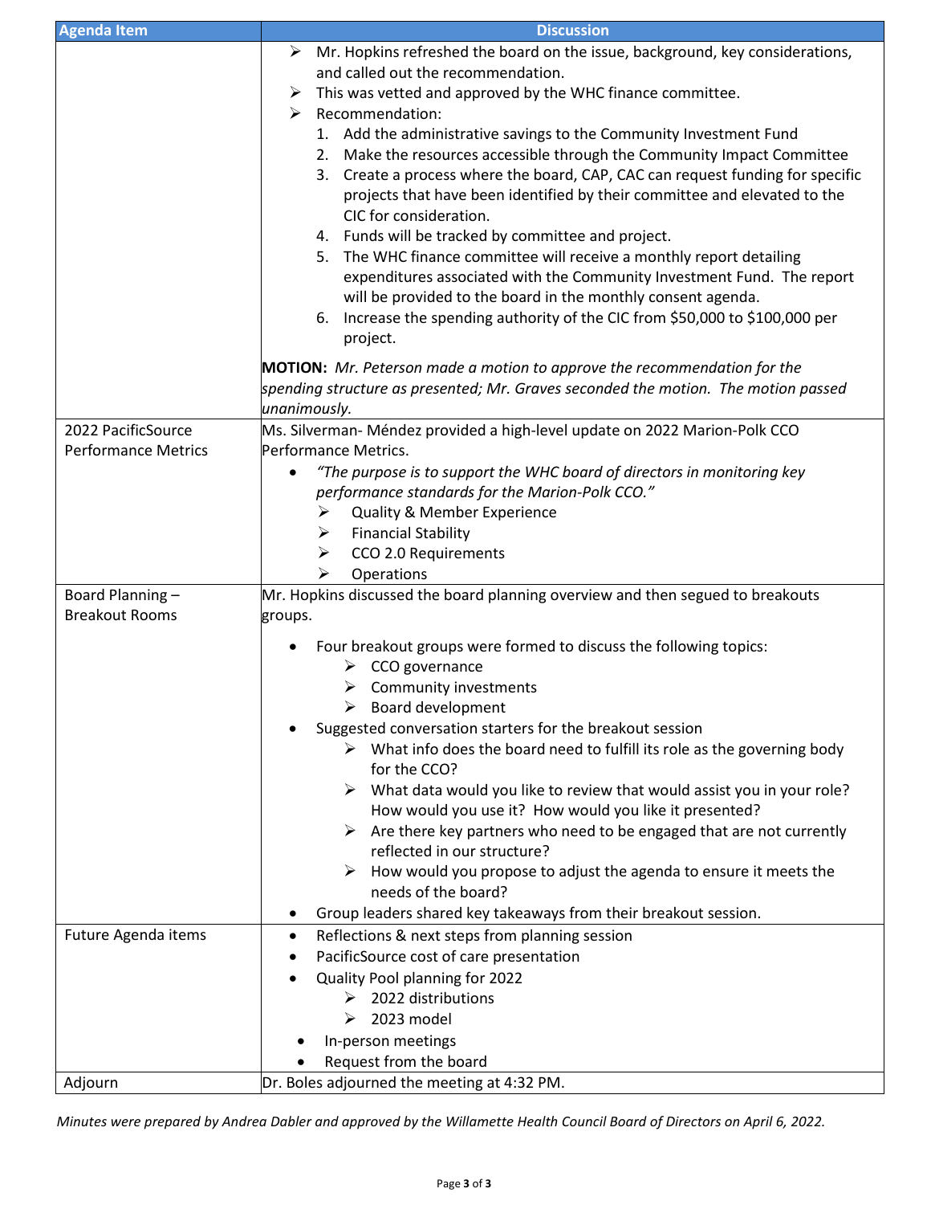| Agenda Item | Discussion |
| --- | --- |
| | ➢ Mr. Hopkins refreshed the board on the issue, background, key considerations, and called out the recommendation.<br>➢ This was vetted and approved by the WHC finance committee.<br>➢ Recommendation:<br>1. Add the administrative savings to the Community Investment Fund<br>2. Make the resources accessible through the Community Impact Committee<br>3. Create a process where the board, CAP, CAC can request funding for specific projects that have been identified by their committee and elevated to the CIC for consideration.<br>4. Funds will be tracked by committee and project.<br>5. The WHC finance committee will receive a monthly report detailing expenditures associated with the Community Investment Fund. The report will be provided to the board in the monthly consent agenda.<br>6. Increase the spending authority of the CIC from $50,000 to $100,000 per project.<br><br>**MOTION:** *Mr. Peterson made a motion to approve the recommendation for the spending structure as presented; Mr. Graves seconded the motion. The motion passed unanimously.* |
| 2022 PacificSource Performance Metrics | Ms. Silverman- Méndez provided a high-level update on 2022 Marion-Polk CCO Performance Metrics.<br>• *"The purpose is to support the WHC board of directors in monitoring key performance standards for the Marion-Polk CCO."*<br>➢ Quality & Member Experience<br>➢ Financial Stability<br>➢ CCO 2.0 Requirements<br>➢ Operations |
| Board Planning – Breakout Rooms | Mr. Hopkins discussed the board planning overview and then segued to breakouts groups.<br><br>• Four breakout groups were formed to discuss the following topics:<br>➢ CCO governance<br>➢ Community investments<br>➢ Board development<br>• Suggested conversation starters for the breakout session<br>➢ What info does the board need to fulfill its role as the governing body for the CCO?<br>➢ What data would you like to review that would assist you in your role? How would you use it? How would you like it presented?<br>➢ Are there key partners who need to be engaged that are not currently reflected in our structure?<br>➢ How would you propose to adjust the agenda to ensure it meets the needs of the board?<br>• Group leaders shared key takeaways from their breakout session. |
| Future Agenda items | • Reflections & next steps from planning session<br>• PacificSource cost of care presentation<br>• Quality Pool planning for 2022<br>➢ 2022 distributions<br>➢ 2023 model<br>• In-person meetings<br>• Request from the board |
| Adjourn | Dr. Boles adjourned the meeting at 4:32 PM. |

*Minutes were prepared by Andrea Dabler and approved by the Willamette Health Council Board of Directors on April 6, 2022.*